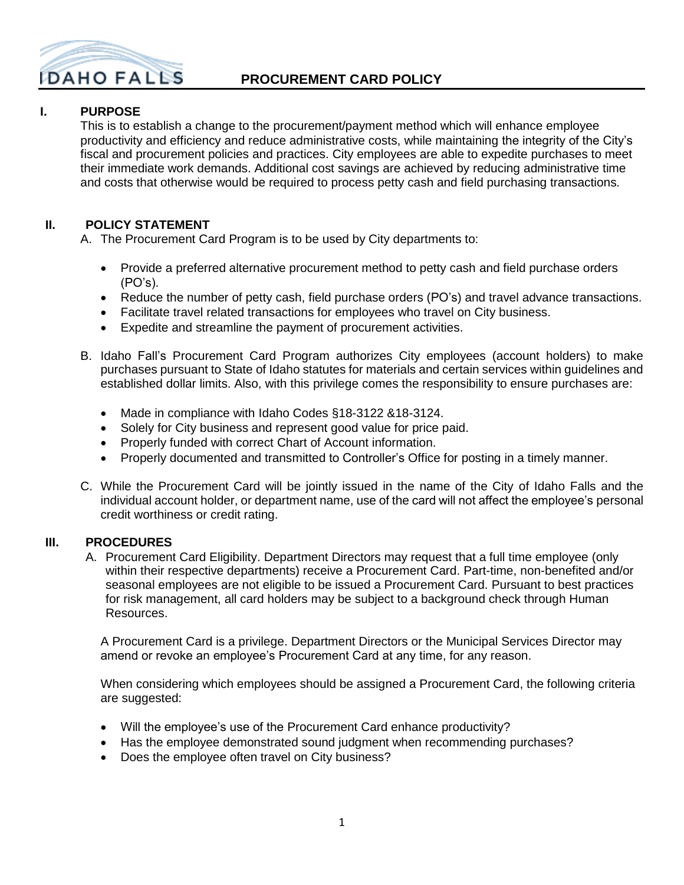# PROCUREMENT CARD POLICY

## I. PURPOSE

This is to establish a change to the procurement/payment method which will enhance employee productivity and efficiency and reduce administrative costs, while maintaining the integrity of the City's fiscal and procurement policies and practices. City employees are able to expedite purchases to meet their immediate work demands. Additional cost savings are achieved by reducing administrative time and costs that otherwise would be required to process petty cash and field purchasing transactions.

## II. POLICY STATEMENT

A. The Procurement Card Program is to be used by City departments to:

- Provide a preferred alternative procurement method to petty cash and field purchase orders (PO's).
- Reduce the number of petty cash, field purchase orders (PO's) and travel advance transactions.
- Facilitate travel related transactions for employees who travel on City business.
- Expedite and streamline the payment of procurement activities.

B. Idaho Fall's Procurement Card Program authorizes City employees (account holders) to make purchases pursuant to State of Idaho statutes for materials and certain services within guidelines and established dollar limits. Also, with this privilege comes the responsibility to ensure purchases are:

- Made in compliance with Idaho Codes §18-3122 &18-3124.
- Solely for City business and represent good value for price paid.
- Properly funded with correct Chart of Account information.
- Properly documented and transmitted to Controller's Office for posting in a timely manner.

C. While the Procurement Card will be jointly issued in the name of the City of Idaho Falls and the individual account holder, or department name, use of the card will not affect the employee's personal credit worthiness or credit rating.

## III. PROCEDURES

A. Procurement Card Eligibility. Department Directors may request that a full time employee (only within their respective departments) receive a Procurement Card. Part-time, non-benefited and/or seasonal employees are not eligible to be issued a Procurement Card. Pursuant to best practices for risk management, all card holders may be subject to a background check through Human Resources.

A Procurement Card is a privilege. Department Directors or the Municipal Services Director may amend or revoke an employee's Procurement Card at any time, for any reason.

When considering which employees should be assigned a Procurement Card, the following criteria are suggested:

- Will the employee's use of the Procurement Card enhance productivity?
- Has the employee demonstrated sound judgment when recommending purchases?
- Does the employee often travel on City business?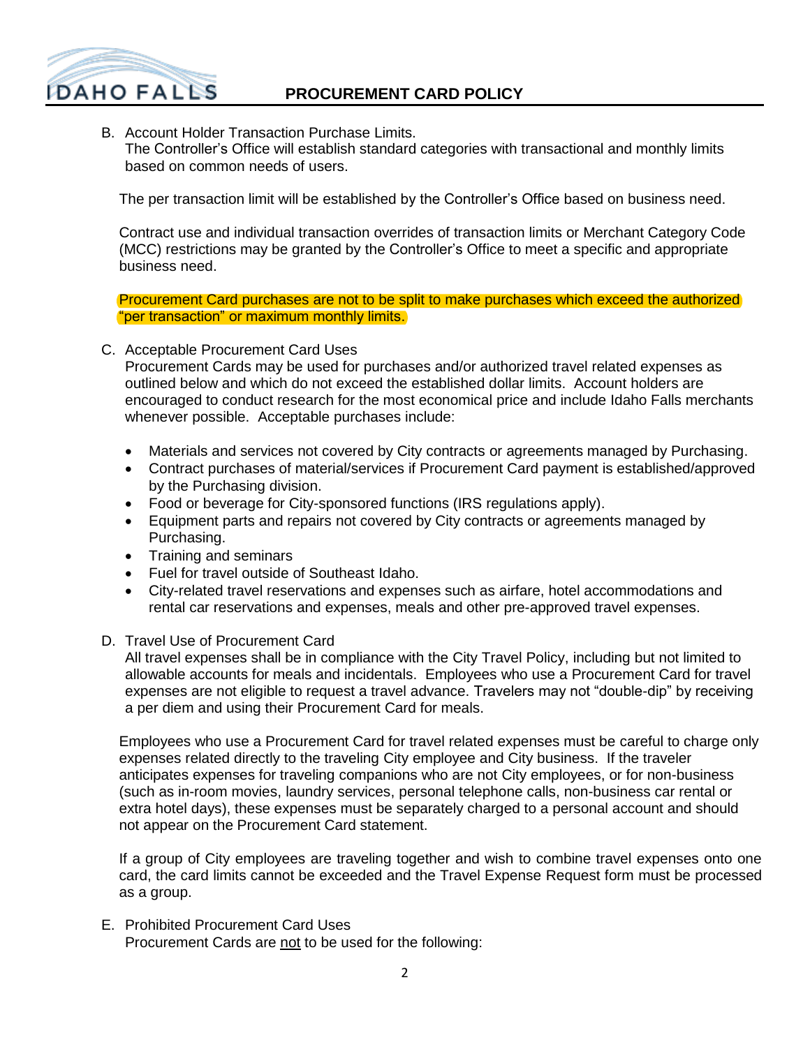B. Account Holder Transaction Purchase Limits.
The Controller's Office will establish standard categories with transactional and monthly limits based on common needs of users.

The per transaction limit will be established by the Controller's Office based on business need.

Contract use and individual transaction overrides of transaction limits or Merchant Category Code (MCC) restrictions may be granted by the Controller's Office to meet a specific and appropriate business need.

Procurement Card purchases are not to be split to make purchases which exceed the authorized "per transaction" or maximum monthly limits.

C. Acceptable Procurement Card Uses
Procurement Cards may be used for purchases and/or authorized travel related expenses as outlined below and which do not exceed the established dollar limits. Account holders are encouraged to conduct research for the most economical price and include Idaho Falls merchants whenever possible. Acceptable purchases include:

- Materials and services not covered by City contracts or agreements managed by Purchasing.
- Contract purchases of material/services if Procurement Card payment is established/approved by the Purchasing division.
- Food or beverage for City-sponsored functions (IRS regulations apply).
- Equipment parts and repairs not covered by City contracts or agreements managed by Purchasing.
- Training and seminars
- Fuel for travel outside of Southeast Idaho.
- City-related travel reservations and expenses such as airfare, hotel accommodations and rental car reservations and expenses, meals and other pre-approved travel expenses.

D. Travel Use of Procurement Card
All travel expenses shall be in compliance with the City Travel Policy, including but not limited to allowable accounts for meals and incidentals. Employees who use a Procurement Card for travel expenses are not eligible to request a travel advance. Travelers may not "double-dip" by receiving a per diem and using their Procurement Card for meals.

Employees who use a Procurement Card for travel related expenses must be careful to charge only expenses related directly to the traveling City employee and City business. If the traveler anticipates expenses for traveling companions who are not City employees, or for non-business (such as in-room movies, laundry services, personal telephone calls, non-business car rental or extra hotel days), these expenses must be separately charged to a personal account and should not appear on the Procurement Card statement.

If a group of City employees are traveling together and wish to combine travel expenses onto one card, the card limits cannot be exceeded and the Travel Expense Request form must be processed as a group.

E. Prohibited Procurement Card Uses
Procurement Cards are not to be used for the following: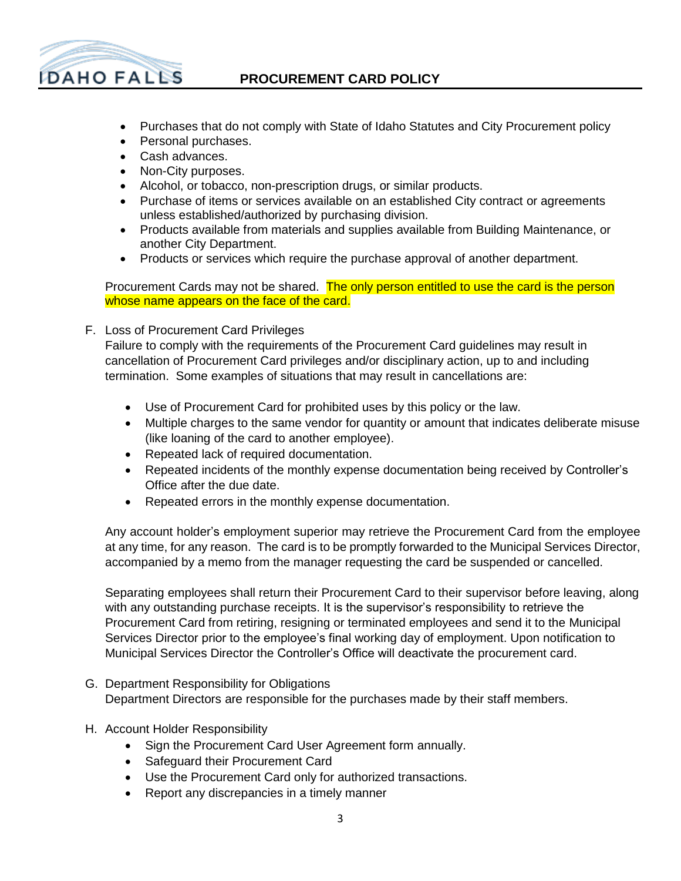- Purchases that do not comply with State of Idaho Statutes and City Procurement policy
- Personal purchases.
- Cash advances.
- Non-City purposes.
- Alcohol, or tobacco, non-prescription drugs, or similar products.
- Purchase of items or services available on an established City contract or agreements unless established/authorized by purchasing division.
- Products available from materials and supplies available from Building Maintenance, or another City Department.
- Products or services which require the purchase approval of another department.

Procurement Cards may not be shared. The only person entitled to use the card is the person whose name appears on the face of the card.

F. Loss of Procurement Card Privileges

Failure to comply with the requirements of the Procurement Card guidelines may result in cancellation of Procurement Card privileges and/or disciplinary action, up to and including termination. Some examples of situations that may result in cancellations are:

- Use of Procurement Card for prohibited uses by this policy or the law.
- Multiple charges to the same vendor for quantity or amount that indicates deliberate misuse (like loaning of the card to another employee).
- Repeated lack of required documentation.
- Repeated incidents of the monthly expense documentation being received by Controller's Office after the due date.
- Repeated errors in the monthly expense documentation.

Any account holder's employment superior may retrieve the Procurement Card from the employee at any time, for any reason. The card is to be promptly forwarded to the Municipal Services Director, accompanied by a memo from the manager requesting the card be suspended or cancelled.

Separating employees shall return their Procurement Card to their supervisor before leaving, along with any outstanding purchase receipts. It is the supervisor's responsibility to retrieve the Procurement Card from retiring, resigning or terminated employees and send it to the Municipal Services Director prior to the employee's final working day of employment. Upon notification to Municipal Services Director the Controller's Office will deactivate the procurement card.

G. Department Responsibility for Obligations

Department Directors are responsible for the purchases made by their staff members.

H. Account Holder Responsibility

- Sign the Procurement Card User Agreement form annually.
- Safeguard their Procurement Card
- Use the Procurement Card only for authorized transactions.
- Report any discrepancies in a timely manner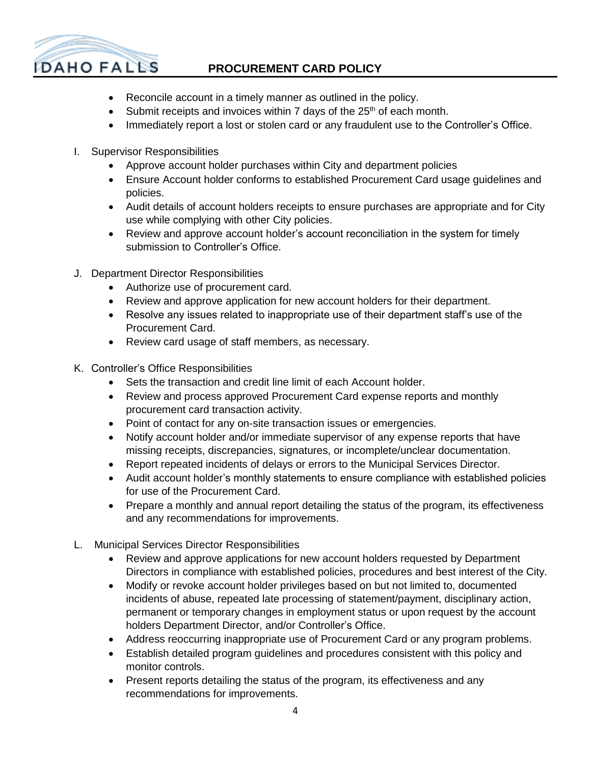- Reconcile account in a timely manner as outlined in the policy.
- Submit receipts and invoices within 7 days of the 25th of each month.
- Immediately report a lost or stolen card or any fraudulent use to the Controller's Office.

I. Supervisor Responsibilities
   - Approve account holder purchases within City and department policies
   - Ensure Account holder conforms to established Procurement Card usage guidelines and policies.
   - Audit details of account holders receipts to ensure purchases are appropriate and for City use while complying with other City policies.
   - Review and approve account holder's account reconciliation in the system for timely submission to Controller's Office.

J. Department Director Responsibilities
   - Authorize use of procurement card.
   - Review and approve application for new account holders for their department.
   - Resolve any issues related to inappropriate use of their department staff's use of the Procurement Card.
   - Review card usage of staff members, as necessary.

K. Controller's Office Responsibilities
   - Sets the transaction and credit line limit of each Account holder.
   - Review and process approved Procurement Card expense reports and monthly procurement card transaction activity.
   - Point of contact for any on-site transaction issues or emergencies.
   - Notify account holder and/or immediate supervisor of any expense reports that have missing receipts, discrepancies, signatures, or incomplete/unclear documentation.
   - Report repeated incidents of delays or errors to the Municipal Services Director.
   - Audit account holder's monthly statements to ensure compliance with established policies for use of the Procurement Card.
   - Prepare a monthly and annual report detailing the status of the program, its effectiveness and any recommendations for improvements.

L. Municipal Services Director Responsibilities
   - Review and approve applications for new account holders requested by Department Directors in compliance with established policies, procedures and best interest of the City.
   - Modify or revoke account holder privileges based on but not limited to, documented incidents of abuse, repeated late processing of statement/payment, disciplinary action, permanent or temporary changes in employment status or upon request by the account holders Department Director, and/or Controller's Office.
   - Address reoccurring inappropriate use of Procurement Card or any program problems.
   - Establish detailed program guidelines and procedures consistent with this policy and monitor controls.
   - Present reports detailing the status of the program, its effectiveness and any recommendations for improvements.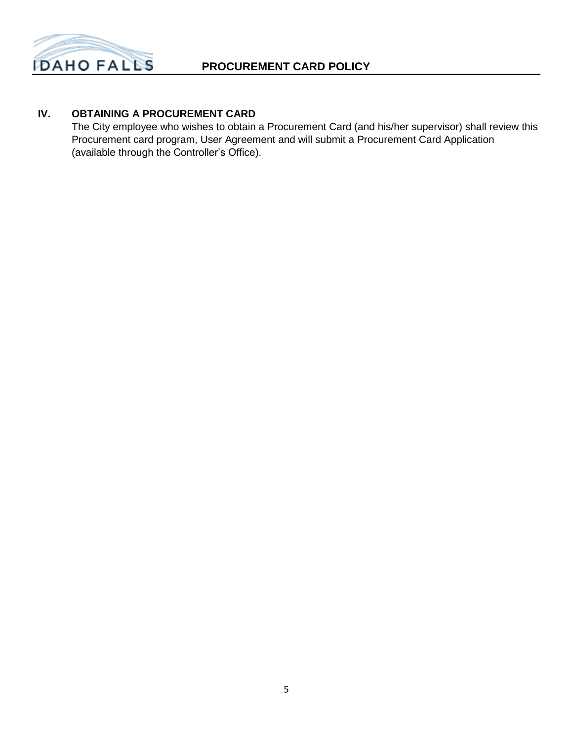## IV. OBTAINING A PROCUREMENT CARD

The City employee who wishes to obtain a Procurement Card (and his/her supervisor) shall review this Procurement card program, User Agreement and will submit a Procurement Card Application (available through the Controller's Office).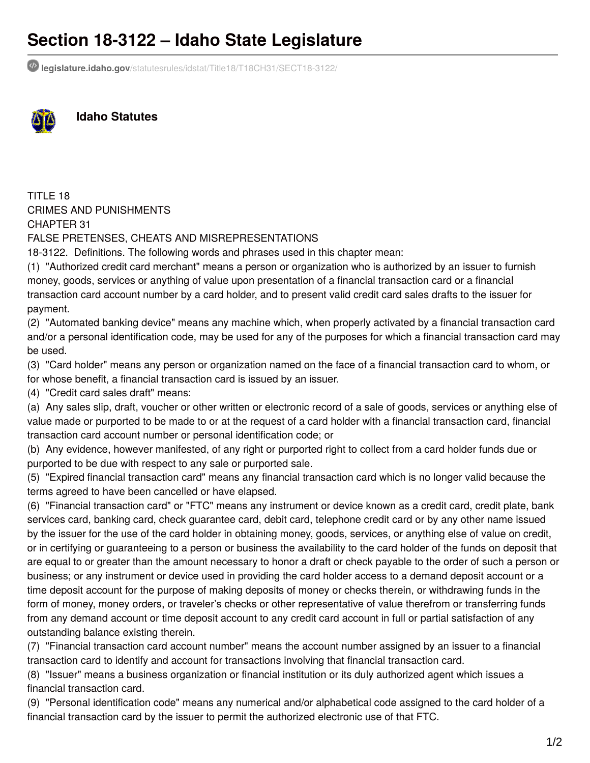# Section 18-3122 – Idaho State Legislature

legislature.idaho.gov/statutesrules/idstat/Title18/T18CH31/SECT18-3122/

**Idaho Statutes**

TITLE 18
CRIMES AND PUNISHMENTS
CHAPTER 31
FALSE PRETENSES, CHEATS AND MISREPRESENTATIONS

18-3122. Definitions. The following words and phrases used in this chapter mean:

(1) "Authorized credit card merchant" means a person or organization who is authorized by an issuer to furnish money, goods, services or anything of value upon presentation of a financial transaction card or a financial transaction card account number by a card holder, and to present valid credit card sales drafts to the issuer for payment.

(2) "Automated banking device" means any machine which, when properly activated by a financial transaction card and/or a personal identification code, may be used for any of the purposes for which a financial transaction card may be used.

(3) "Card holder" means any person or organization named on the face of a financial transaction card to whom, or for whose benefit, a financial transaction card is issued by an issuer.

(4) "Credit card sales draft" means:

(a) Any sales slip, draft, voucher or other written or electronic record of a sale of goods, services or anything else of value made or purported to be made to or at the request of a card holder with a financial transaction card, financial transaction card account number or personal identification code; or

(b) Any evidence, however manifested, of any right or purported right to collect from a card holder funds due or purported to be due with respect to any sale or purported sale.

(5) "Expired financial transaction card" means any financial transaction card which is no longer valid because the terms agreed to have been cancelled or have elapsed.

(6) "Financial transaction card" or "FTC" means any instrument or device known as a credit card, credit plate, bank services card, banking card, check guarantee card, debit card, telephone credit card or by any other name issued by the issuer for the use of the card holder in obtaining money, goods, services, or anything else of value on credit, or in certifying or guaranteeing to a person or business the availability to the card holder of the funds on deposit that are equal to or greater than the amount necessary to honor a draft or check payable to the order of such a person or business; or any instrument or device used in providing the card holder access to a demand deposit account or a time deposit account for the purpose of making deposits of money or checks therein, or withdrawing funds in the form of money, money orders, or traveler's checks or other representative of value therefrom or transferring funds from any demand account or time deposit account to any credit card account in full or partial satisfaction of any outstanding balance existing therein.

(7) "Financial transaction card account number" means the account number assigned by an issuer to a financial transaction card to identify and account for transactions involving that financial transaction card.

(8) "Issuer" means a business organization or financial institution or its duly authorized agent which issues a financial transaction card.

(9) "Personal identification code" means any numerical and/or alphabetical code assigned to the card holder of a financial transaction card by the issuer to permit the authorized electronic use of that FTC.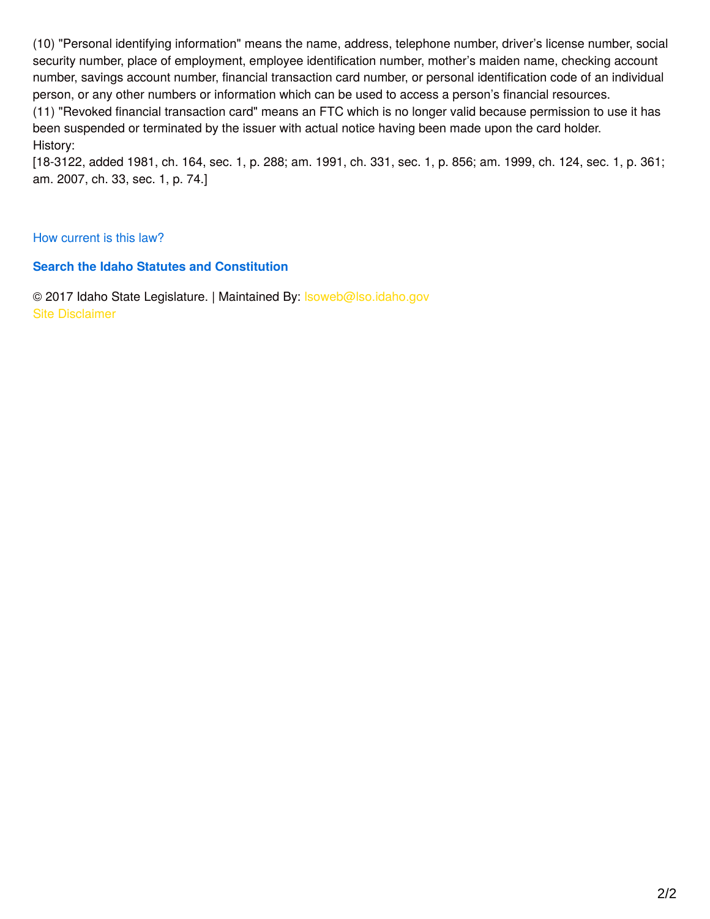(10) "Personal identifying information" means the name, address, telephone number, driver's license number, social security number, place of employment, employee identification number, mother's maiden name, checking account number, savings account number, financial transaction card number, or personal identification code of an individual person, or any other numbers or information which can be used to access a person's financial resources.

(11) "Revoked financial transaction card" means an FTC which is no longer valid because permission to use it has been suspended or terminated by the issuer with actual notice having been made upon the card holder.

History:

[18-3122, added 1981, ch. 164, sec. 1, p. 288; am. 1991, ch. 331, sec. 1, p. 856; am. 1999, ch. 124, sec. 1, p. 361; am. 2007, ch. 33, sec. 1, p. 74.]

How current is this law?

**Search the Idaho Statutes and Constitution**

© 2017 Idaho State Legislature. | Maintained By: lsoweb@lso.idaho.gov
Site Disclaimer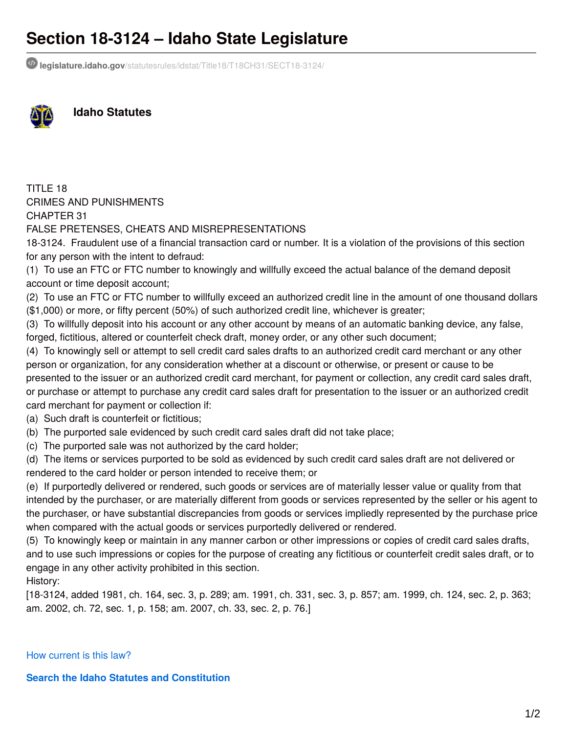# Section 18-3124 – Idaho State Legislature

legislature.idaho.gov/statutesrules/idstat/Title18/T18CH31/SECT18-3124/

**Idaho Statutes**

TITLE 18
CRIMES AND PUNISHMENTS
CHAPTER 31
FALSE PRETENSES, CHEATS AND MISREPRESENTATIONS
18-3124. Fraudulent use of a financial transaction card or number. It is a violation of the provisions of this section for any person with the intent to defraud:
(1) To use an FTC or FTC number to knowingly and willfully exceed the actual balance of the demand deposit account or time deposit account;
(2) To use an FTC or FTC number to willfully exceed an authorized credit line in the amount of one thousand dollars ($1,000) or more, or fifty percent (50%) of such authorized credit line, whichever is greater;
(3) To willfully deposit into his account or any other account by means of an automatic banking device, any false, forged, fictitious, altered or counterfeit check draft, money order, or any other such document;
(4) To knowingly sell or attempt to sell credit card sales drafts to an authorized credit card merchant or any other person or organization, for any consideration whether at a discount or otherwise, or present or cause to be presented to the issuer or an authorized credit card merchant, for payment or collection, any credit card sales draft, or purchase or attempt to purchase any credit card sales draft for presentation to the issuer or an authorized credit card merchant for payment or collection if:
(a) Such draft is counterfeit or fictitious;
(b) The purported sale evidenced by such credit card sales draft did not take place;
(c) The purported sale was not authorized by the card holder;
(d) The items or services purported to be sold as evidenced by such credit card sales draft are not delivered or rendered to the card holder or person intended to receive them; or
(e) If purportedly delivered or rendered, such goods or services are of materially lesser value or quality from that intended by the purchaser, or are materially different from goods or services represented by the seller or his agent to the purchaser, or have substantial discrepancies from goods or services impliedly represented by the purchase price when compared with the actual goods or services purportedly delivered or rendered.
(5) To knowingly keep or maintain in any manner carbon or other impressions or copies of credit card sales drafts, and to use such impressions or copies for the purpose of creating any fictitious or counterfeit credit sales draft, or to engage in any other activity prohibited in this section.
History:
[18-3124, added 1981, ch. 164, sec. 3, p. 289; am. 1991, ch. 331, sec. 3, p. 857; am. 1999, ch. 124, sec. 2, p. 363; am. 2002, ch. 72, sec. 1, p. 158; am. 2007, ch. 33, sec. 2, p. 76.]

How current is this law?

**Search the Idaho Statutes and Constitution**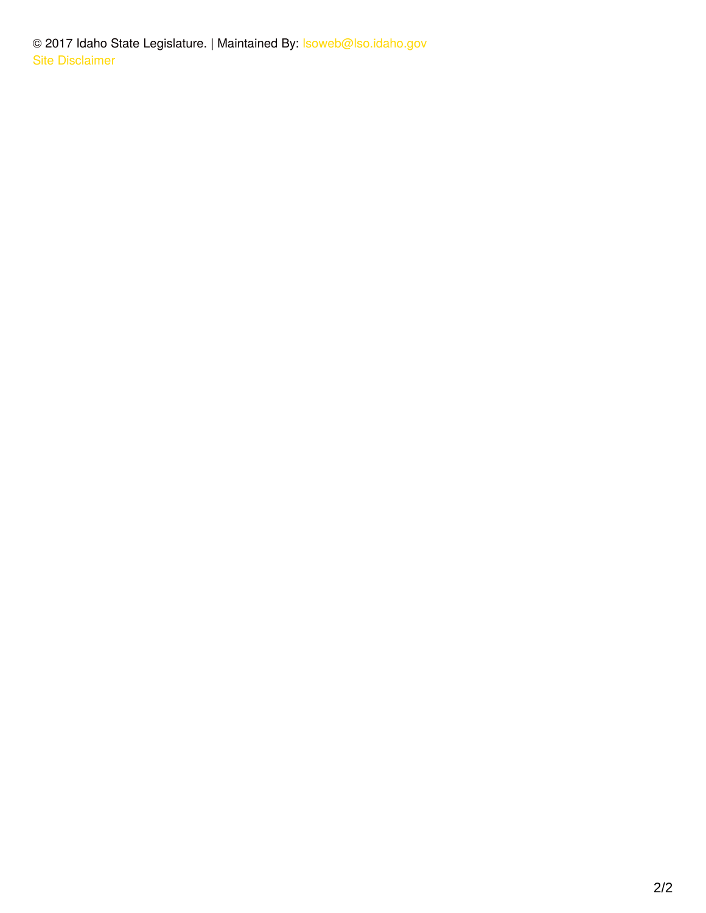© 2017 Idaho State Legislature. | Maintained By: lsoweb@lso.idaho.gov
Site Disclaimer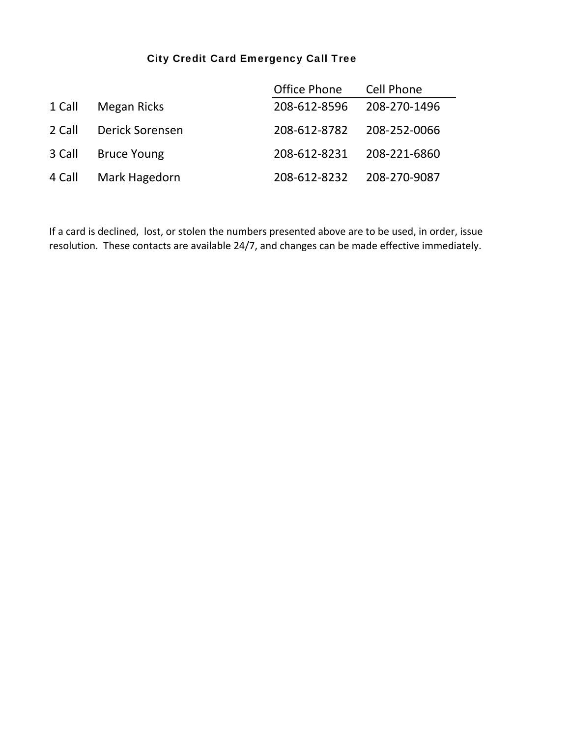## City Credit Card Emergency Call Tree

| | | Office Phone | Cell Phone |
|---|---|---|---|
| 1 Call | Megan Ricks | 208-612-8596 | 208-270-1496 |
| 2 Call | Derick Sorensen | 208-612-8782 | 208-252-0066 |
| 3 Call | Bruce Young | 208-612-8231 | 208-221-6860 |
| 4 Call | Mark Hagedorn | 208-612-8232 | 208-270-9087 |

If a card is declined, lost, or stolen the numbers presented above are to be used, in order, issue resolution. These contacts are available 24/7, and changes can be made effective immediately.